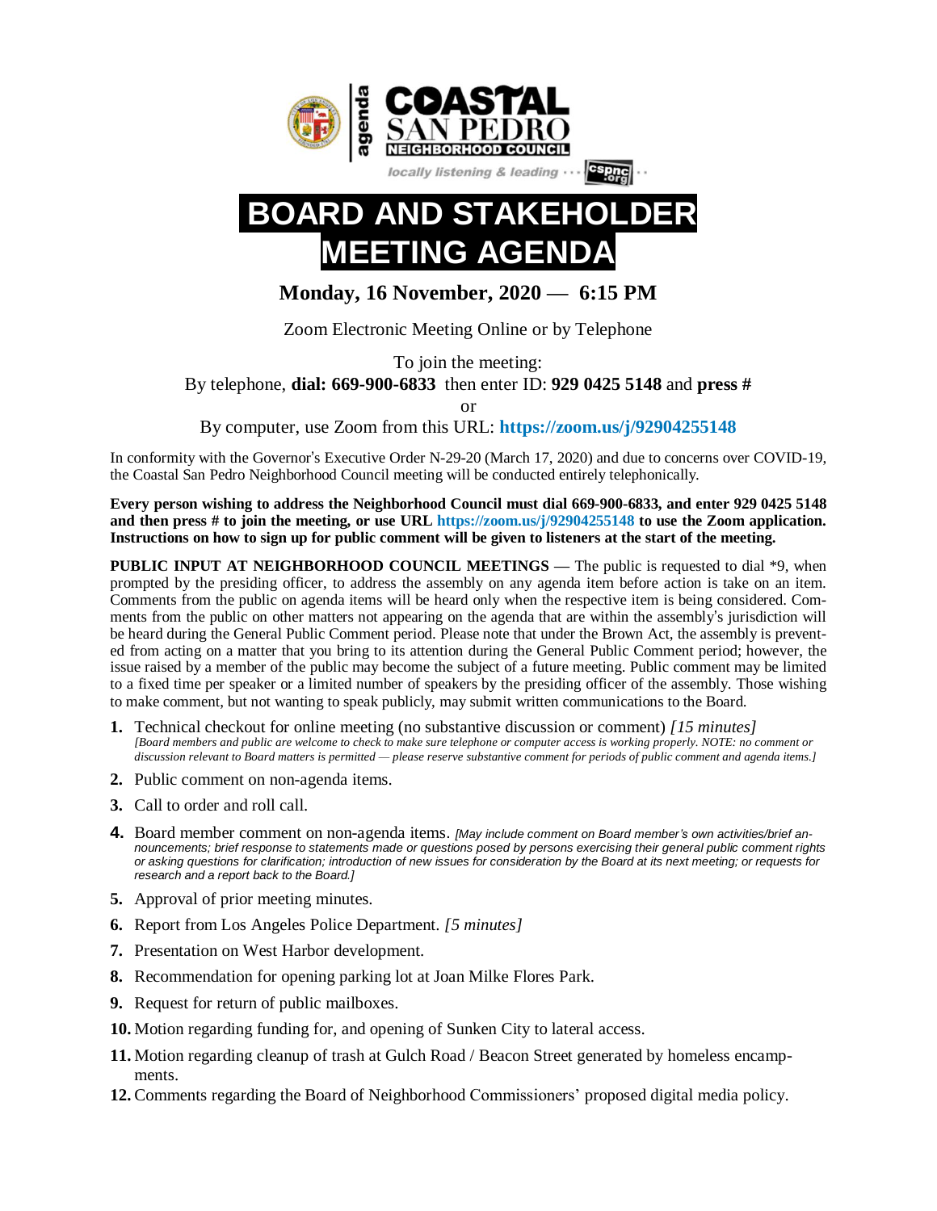COASTAL SAN PEDRO NEIGHBORHOOD COUNCIL

agenda

locally listening & leading ··· cspnc.org ··

# BOARD AND STAKEHOLDER MEETING AGENDA

## Monday, 16 November, 2020 — 6:15 PM

Zoom Electronic Meeting Online or by Telephone

To join the meeting:
By telephone, **dial: 669-900-6833** then enter ID: **929 0425 5148** and **press #**
or
By computer, use Zoom from this URL: **https://zoom.us/j/92904255148**

In conformity with the Governor's Executive Order N-29-20 (March 17, 2020) and due to concerns over COVID-19, the Coastal San Pedro Neighborhood Council meeting will be conducted entirely telephonically.

**Every person wishing to address the Neighborhood Council must dial 669-900-6833, and enter 929 0425 5148 and then press # to join the meeting, or use URL https://zoom.us/j/92904255148 to use the Zoom application. Instructions on how to sign up for public comment will be given to listeners at the start of the meeting.**

**PUBLIC INPUT AT NEIGHBORHOOD COUNCIL MEETINGS** — The public is requested to dial *9, when prompted by the presiding officer, to address the assembly on any agenda item before action is take on an item. Comments from the public on agenda items will be heard only when the respective item is being considered. Comments from the public on other matters not appearing on the agenda that are within the assembly's jurisdiction will be heard during the General Public Comment period. Please note that under the Brown Act, the assembly is prevented from acting on a matter that you bring to its attention during the General Public Comment period; however, the issue raised by a member of the public may become the subject of a future meeting. Public comment may be limited to a fixed time per speaker or a limited number of speakers by the presiding officer of the assembly. Those wishing to make comment, but not wanting to speak publicly, may submit written communications to the Board.

1. Technical checkout for online meeting (no substantive discussion or comment) *[15 minutes]*
   *[Board members and public are welcome to check to make sure telephone or computer access is working properly. NOTE: no comment or discussion relevant to Board matters is permitted — please reserve substantive comment for periods of public comment and agenda items.]*
2. Public comment on non-agenda items.
3. Call to order and roll call.
4. Board member comment on non-agenda items. *[May include comment on Board member's own activities/brief announcements; brief response to statements made or questions posed by persons exercising their general public comment rights or asking questions for clarification; introduction of new issues for consideration by the Board at its next meeting; or requests for research and a report back to the Board.]*
5. Approval of prior meeting minutes.
6. Report from Los Angeles Police Department. *[5 minutes]*
7. Presentation on West Harbor development.
8. Recommendation for opening parking lot at Joan Milke Flores Park.
9. Request for return of public mailboxes.
10. Motion regarding funding for, and opening of Sunken City to lateral access.
11. Motion regarding cleanup of trash at Gulch Road / Beacon Street generated by homeless encampments.
12. Comments regarding the Board of Neighborhood Commissioners' proposed digital media policy.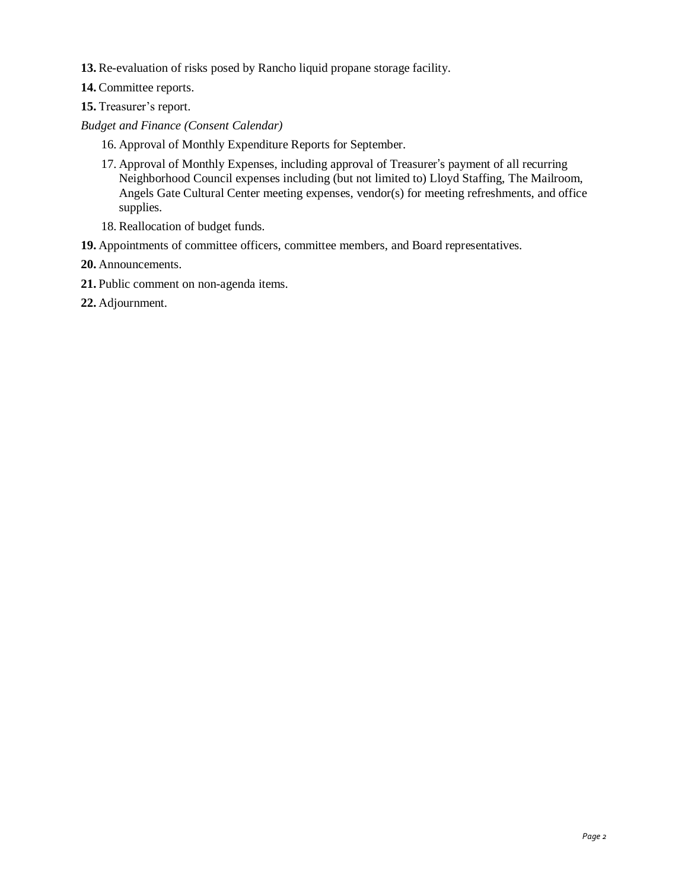**13.** Re-evaluation of risks posed by Rancho liquid propane storage facility.

**14.** Committee reports.

**15.** Treasurer's report.

*Budget and Finance (Consent Calendar)*

16. Approval of Monthly Expenditure Reports for September.
17. Approval of Monthly Expenses, including approval of Treasurer's payment of all recurring Neighborhood Council expenses including (but not limited to) Lloyd Staffing, The Mailroom, Angels Gate Cultural Center meeting expenses, vendor(s) for meeting refreshments, and office supplies.
18. Reallocation of budget funds.

**19.** Appointments of committee officers, committee members, and Board representatives.

**20.** Announcements.

**21.** Public comment on non-agenda items.

**22.** Adjournment.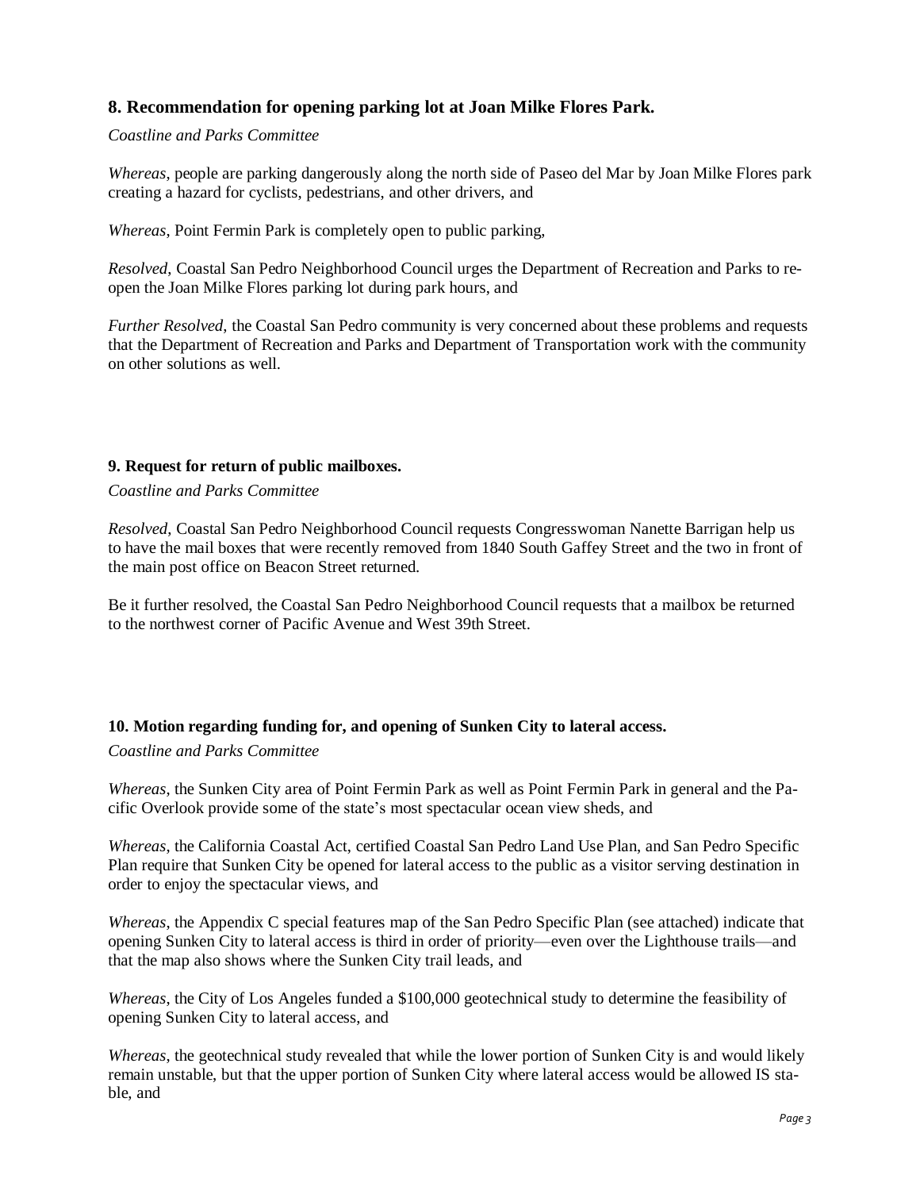### 8. Recommendation for opening parking lot at Joan Milke Flores Park.

*Coastline and Parks Committee*

*Whereas*, people are parking dangerously along the north side of Paseo del Mar by Joan Milke Flores park creating a hazard for cyclists, pedestrians, and other drivers, and

*Whereas*, Point Fermin Park is completely open to public parking,

*Resolved*, Coastal San Pedro Neighborhood Council urges the Department of Recreation and Parks to re-open the Joan Milke Flores parking lot during park hours, and

*Further Resolved*, the Coastal San Pedro community is very concerned about these problems and requests that the Department of Recreation and Parks and Department of Transportation work with the community on other solutions as well.

### 9. Request for return of public mailboxes.

*Coastline and Parks Committee*

*Resolved*, Coastal San Pedro Neighborhood Council requests Congresswoman Nanette Barrigan help us to have the mail boxes that were recently removed from 1840 South Gaffey Street and the two in front of the main post office on Beacon Street returned.

Be it further resolved, the Coastal San Pedro Neighborhood Council requests that a mailbox be returned to the northwest corner of Pacific Avenue and West 39th Street.

### 10. Motion regarding funding for, and opening of Sunken City to lateral access.

*Coastline and Parks Committee*

*Whereas*, the Sunken City area of Point Fermin Park as well as Point Fermin Park in general and the Pacific Overlook provide some of the state's most spectacular ocean view sheds, and

*Whereas*, the California Coastal Act, certified Coastal San Pedro Land Use Plan, and San Pedro Specific Plan require that Sunken City be opened for lateral access to the public as a visitor serving destination in order to enjoy the spectacular views, and

*Whereas*, the Appendix C special features map of the San Pedro Specific Plan (see attached) indicate that opening Sunken City to lateral access is third in order of priority—even over the Lighthouse trails—and that the map also shows where the Sunken City trail leads, and

*Whereas*, the City of Los Angeles funded a $100,000 geotechnical study to determine the feasibility of opening Sunken City to lateral access, and

*Whereas*, the geotechnical study revealed that while the lower portion of Sunken City is and would likely remain unstable, but that the upper portion of Sunken City where lateral access would be allowed IS stable, and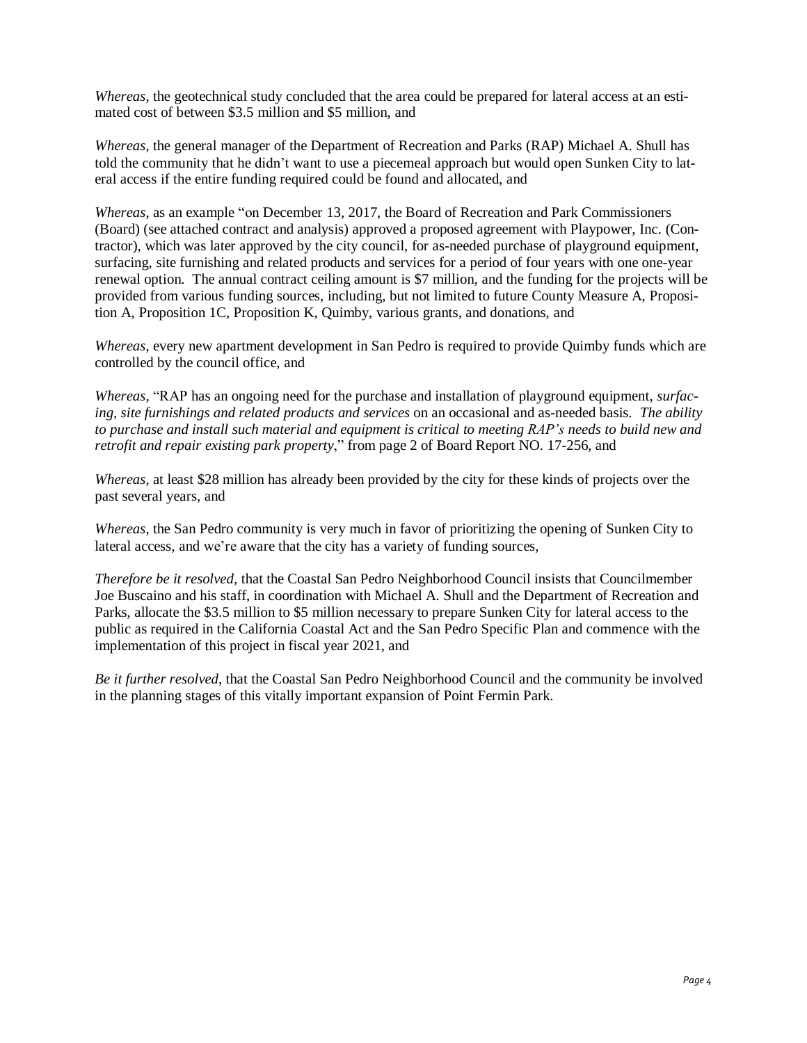*Whereas*, the geotechnical study concluded that the area could be prepared for lateral access at an estimated cost of between $3.5 million and $5 million, and

*Whereas*, the general manager of the Department of Recreation and Parks (RAP) Michael A. Shull has told the community that he didn't want to use a piecemeal approach but would open Sunken City to lateral access if the entire funding required could be found and allocated, and

*Whereas*, as an example "on December 13, 2017, the Board of Recreation and Park Commissioners (Board) (see attached contract and analysis) approved a proposed agreement with Playpower, Inc. (Contractor), which was later approved by the city council, for as-needed purchase of playground equipment, surfacing, site furnishing and related products and services for a period of four years with one one-year renewal option. The annual contract ceiling amount is $7 million, and the funding for the projects will be provided from various funding sources, including, but not limited to future County Measure A, Proposition A, Proposition 1C, Proposition K, Quimby, various grants, and donations, and

*Whereas*, every new apartment development in San Pedro is required to provide Quimby funds which are controlled by the council office, and

*Whereas*, "RAP has an ongoing need for the purchase and installation of playground equipment, *surfacing, site furnishings and related products and services* on an occasional and as-needed basis. *The ability to purchase and install such material and equipment is critical to meeting RAP's needs to build new and retrofit and repair existing park property*," from page 2 of Board Report NO. 17-256, and

*Whereas*, at least $28 million has already been provided by the city for these kinds of projects over the past several years, and

*Whereas*, the San Pedro community is very much in favor of prioritizing the opening of Sunken City to lateral access, and we're aware that the city has a variety of funding sources,

*Therefore be it resolved*, that the Coastal San Pedro Neighborhood Council insists that Councilmember Joe Buscaino and his staff, in coordination with Michael A. Shull and the Department of Recreation and Parks, allocate the $3.5 million to $5 million necessary to prepare Sunken City for lateral access to the public as required in the California Coastal Act and the San Pedro Specific Plan and commence with the implementation of this project in fiscal year 2021, and

*Be it further resolved*, that the Coastal San Pedro Neighborhood Council and the community be involved in the planning stages of this vitally important expansion of Point Fermin Park.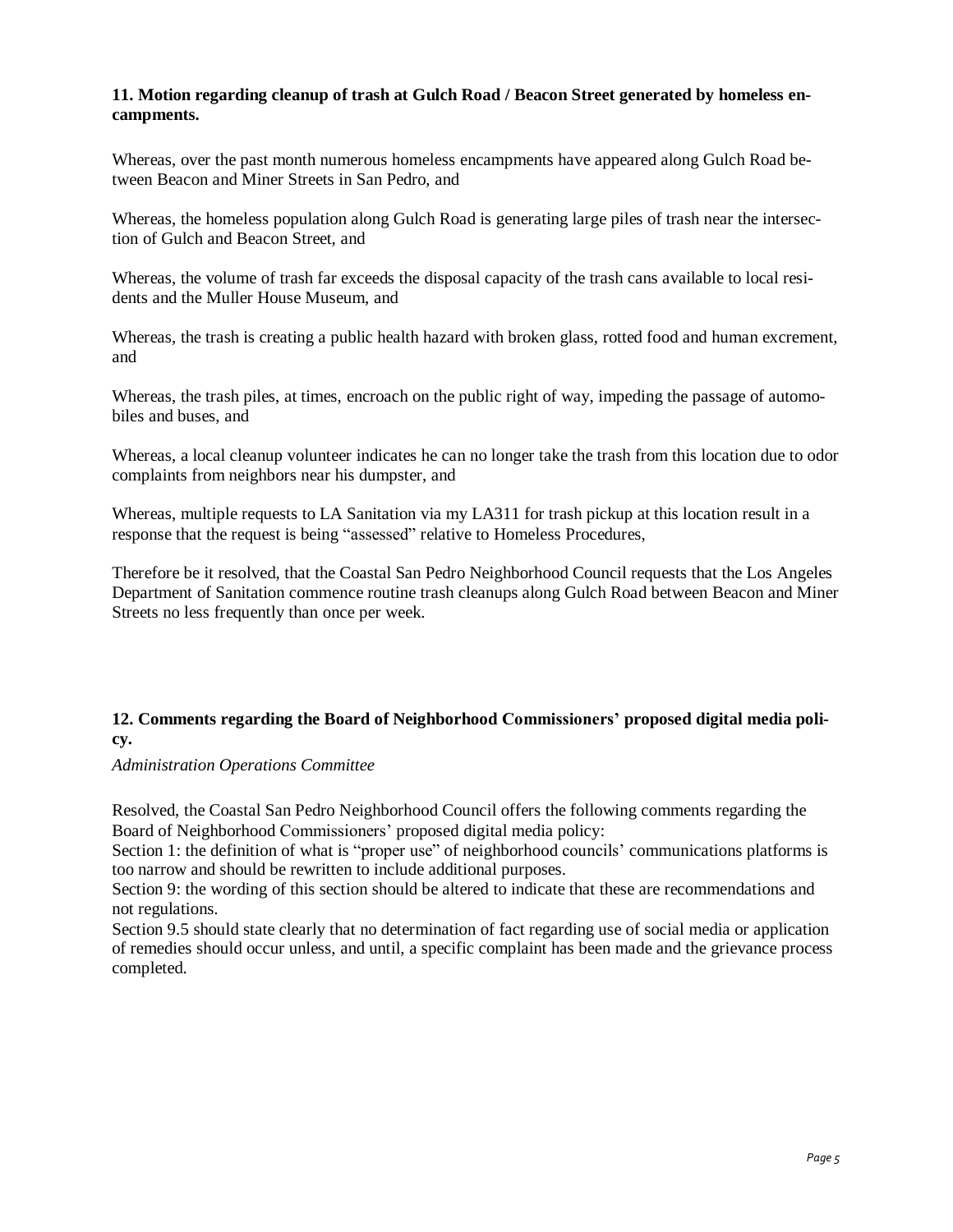**11. Motion regarding cleanup of trash at Gulch Road / Beacon Street generated by homeless encampments.**

Whereas, over the past month numerous homeless encampments have appeared along Gulch Road between Beacon and Miner Streets in San Pedro, and

Whereas, the homeless population along Gulch Road is generating large piles of trash near the intersection of Gulch and Beacon Street, and

Whereas, the volume of trash far exceeds the disposal capacity of the trash cans available to local residents and the Muller House Museum, and

Whereas, the trash is creating a public health hazard with broken glass, rotted food and human excrement, and

Whereas, the trash piles, at times, encroach on the public right of way, impeding the passage of automobiles and buses, and

Whereas, a local cleanup volunteer indicates he can no longer take the trash from this location due to odor complaints from neighbors near his dumpster, and

Whereas, multiple requests to LA Sanitation via my LA311 for trash pickup at this location result in a response that the request is being "assessed" relative to Homeless Procedures,

Therefore be it resolved, that the Coastal San Pedro Neighborhood Council requests that the Los Angeles Department of Sanitation commence routine trash cleanups along Gulch Road between Beacon and Miner Streets no less frequently than once per week.

**12. Comments regarding the Board of Neighborhood Commissioners' proposed digital media policy.**

*Administration Operations Committee*

Resolved, the Coastal San Pedro Neighborhood Council offers the following comments regarding the Board of Neighborhood Commissioners' proposed digital media policy:
Section 1: the definition of what is "proper use" of neighborhood councils' communications platforms is too narrow and should be rewritten to include additional purposes.
Section 9: the wording of this section should be altered to indicate that these are recommendations and not regulations.
Section 9.5 should state clearly that no determination of fact regarding use of social media or application of remedies should occur unless, and until, a specific complaint has been made and the grievance process completed.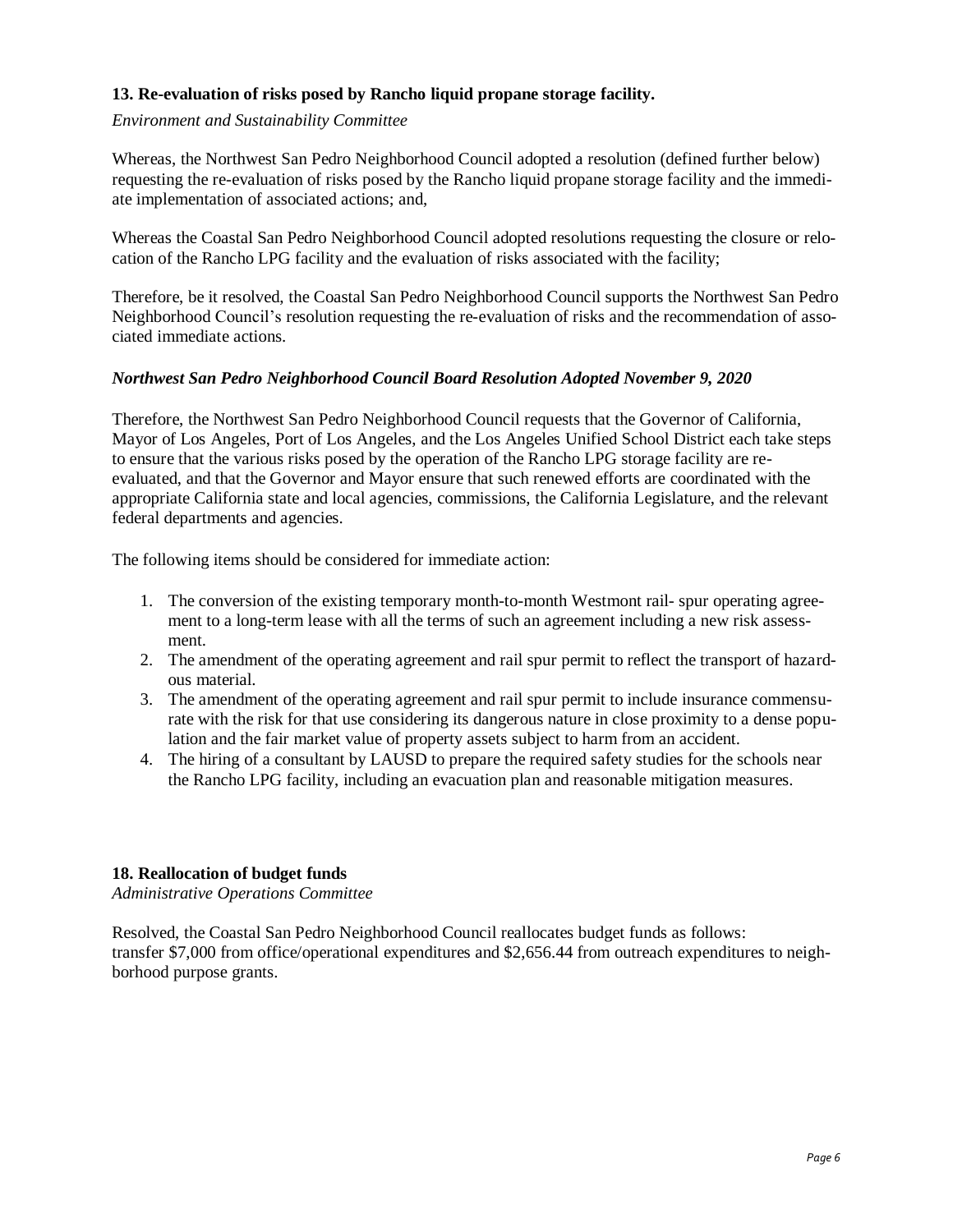### 13. Re-evaluation of risks posed by Rancho liquid propane storage facility.

*Environment and Sustainability Committee*

Whereas, the Northwest San Pedro Neighborhood Council adopted a resolution (defined further below) requesting the re-evaluation of risks posed by the Rancho liquid propane storage facility and the immediate implementation of associated actions; and,

Whereas the Coastal San Pedro Neighborhood Council adopted resolutions requesting the closure or relocation of the Rancho LPG facility and the evaluation of risks associated with the facility;

Therefore, be it resolved, the Coastal San Pedro Neighborhood Council supports the Northwest San Pedro Neighborhood Council's resolution requesting the re-evaluation of risks and the recommendation of associated immediate actions.

***Northwest San Pedro Neighborhood Council Board Resolution Adopted November 9, 2020***

Therefore, the Northwest San Pedro Neighborhood Council requests that the Governor of California, Mayor of Los Angeles, Port of Los Angeles, and the Los Angeles Unified School District each take steps to ensure that the various risks posed by the operation of the Rancho LPG storage facility are re-evaluated, and that the Governor and Mayor ensure that such renewed efforts are coordinated with the appropriate California state and local agencies, commissions, the California Legislature, and the relevant federal departments and agencies.

The following items should be considered for immediate action:

1. The conversion of the existing temporary month-to-month Westmont rail- spur operating agreement to a long-term lease with all the terms of such an agreement including a new risk assessment.
2. The amendment of the operating agreement and rail spur permit to reflect the transport of hazardous material.
3. The amendment of the operating agreement and rail spur permit to include insurance commensurate with the risk for that use considering its dangerous nature in close proximity to a dense population and the fair market value of property assets subject to harm from an accident.
4. The hiring of a consultant by LAUSD to prepare the required safety studies for the schools near the Rancho LPG facility, including an evacuation plan and reasonable mitigation measures.

### 18. Reallocation of budget funds

*Administrative Operations Committee*

Resolved, the Coastal San Pedro Neighborhood Council reallocates budget funds as follows: transfer $7,000 from office/operational expenditures and $2,656.44 from outreach expenditures to neighborhood purpose grants.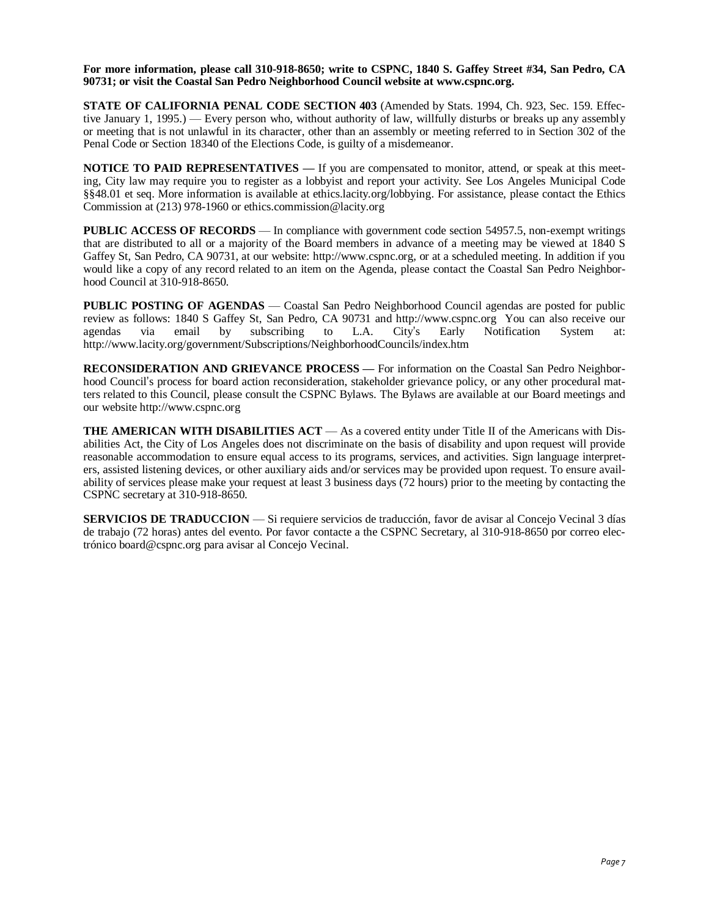**For more information, please call 310-918-8650; write to CSPNC, 1840 S. Gaffey Street #34, San Pedro, CA 90731; or visit the Coastal San Pedro Neighborhood Council website at www.cspnc.org.**

**STATE OF CALIFORNIA PENAL CODE SECTION 403** (Amended by Stats. 1994, Ch. 923, Sec. 159. Effective January 1, 1995.) — Every person who, without authority of law, willfully disturbs or breaks up any assembly or meeting that is not unlawful in its character, other than an assembly or meeting referred to in Section 302 of the Penal Code or Section 18340 of the Elections Code, is guilty of a misdemeanor.

**NOTICE TO PAID REPRESENTATIVES —** If you are compensated to monitor, attend, or speak at this meeting, City law may require you to register as a lobbyist and report your activity. See Los Angeles Municipal Code §§48.01 et seq. More information is available at ethics.lacity.org/lobbying. For assistance, please contact the Ethics Commission at (213) 978-1960 or ethics.commission@lacity.org

**PUBLIC ACCESS OF RECORDS** — In compliance with government code section 54957.5, non-exempt writings that are distributed to all or a majority of the Board members in advance of a meeting may be viewed at 1840 S Gaffey St, San Pedro, CA 90731, at our website: http://www.cspnc.org, or at a scheduled meeting. In addition if you would like a copy of any record related to an item on the Agenda, please contact the Coastal San Pedro Neighborhood Council at 310-918-8650.

**PUBLIC POSTING OF AGENDAS** — Coastal San Pedro Neighborhood Council agendas are posted for public review as follows: 1840 S Gaffey St, San Pedro, CA 90731 and http://www.cspnc.org You can also receive our agendas via email by subscribing to L.A. City's Early Notification System at: http://www.lacity.org/government/Subscriptions/NeighborhoodCouncils/index.htm

**RECONSIDERATION AND GRIEVANCE PROCESS —** For information on the Coastal San Pedro Neighborhood Council's process for board action reconsideration, stakeholder grievance policy, or any other procedural matters related to this Council, please consult the CSPNC Bylaws. The Bylaws are available at our Board meetings and our website http://www.cspnc.org

**THE AMERICAN WITH DISABILITIES ACT** — As a covered entity under Title II of the Americans with Disabilities Act, the City of Los Angeles does not discriminate on the basis of disability and upon request will provide reasonable accommodation to ensure equal access to its programs, services, and activities. Sign language interpreters, assisted listening devices, or other auxiliary aids and/or services may be provided upon request. To ensure availability of services please make your request at least 3 business days (72 hours) prior to the meeting by contacting the CSPNC secretary at 310-918-8650.

**SERVICIOS DE TRADUCCION** — Si requiere servicios de traducción, favor de avisar al Concejo Vecinal 3 días de trabajo (72 horas) antes del evento. Por favor contacte a the CSPNC Secretary, al 310-918-8650 por correo electrónico board@cspnc.org para avisar al Concejo Vecinal.